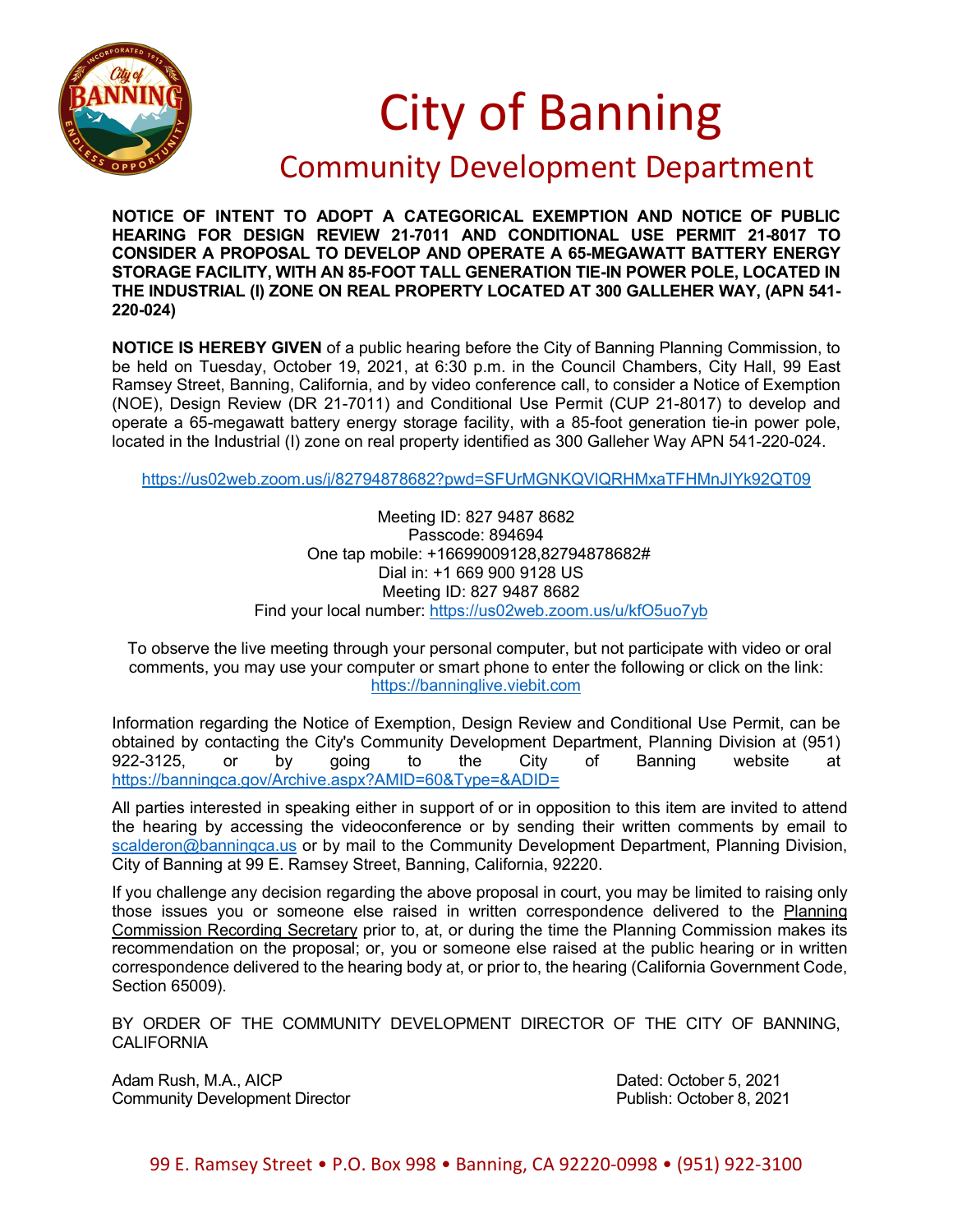# City of Banning

## Community Development Department

**NOTICE OF INTENT TO ADOPT A CATEGORICAL EXEMPTION AND NOTICE OF PUBLIC HEARING FOR DESIGN REVIEW 21-7011 AND CONDITIONAL USE PERMIT 21-8017 TO CONSIDER A PROPOSAL TO DEVELOP AND OPERATE A 65-MEGAWATT BATTERY ENERGY STORAGE FACILITY, WITH AN 85-FOOT TALL GENERATION TIE-IN POWER POLE, LOCATED IN THE INDUSTRIAL (I) ZONE ON REAL PROPERTY LOCATED AT 300 GALLEHER WAY, (APN 541-220-024)**

**NOTICE IS HEREBY GIVEN** of a public hearing before the City of Banning Planning Commission, to be held on Tuesday, October 19, 2021, at 6:30 p.m. in the Council Chambers, City Hall, 99 East Ramsey Street, Banning, California, and by video conference call, to consider a Notice of Exemption (NOE), Design Review (DR 21-7011) and Conditional Use Permit (CUP 21-8017) to develop and operate a 65-megawatt battery energy storage facility, with a 85-foot generation tie-in power pole, located in the Industrial (I) zone on real property identified as 300 Galleher Way APN 541-220-024.

https://us02web.zoom.us/j/82794878682?pwd=SFUrMGNKQVlQRHMxaTFHMnJIYk92QT09

Meeting ID: 827 9487 8682
Passcode: 894694
One tap mobile: +16699009128,82794878682#
Dial in: +1 669 900 9128 US
Meeting ID: 827 9487 8682
Find your local number: https://us02web.zoom.us/u/kfO5uo7yb

To observe the live meeting through your personal computer, but not participate with video or oral comments, you may use your computer or smart phone to enter the following or click on the link: https://banninglive.viebit.com

Information regarding the Notice of Exemption, Design Review and Conditional Use Permit, can be obtained by contacting the City's Community Development Department, Planning Division at (951) 922-3125, or by going to the City of Banning website at https://banningca.gov/Archive.aspx?AMID=60&Type=&ADID=

All parties interested in speaking either in support of or in opposition to this item are invited to attend the hearing by accessing the videoconference or by sending their written comments by email to scalderon@banningca.us or by mail to the Community Development Department, Planning Division, City of Banning at 99 E. Ramsey Street, Banning, California, 92220.

If you challenge any decision regarding the above proposal in court, you may be limited to raising only those issues you or someone else raised in written correspondence delivered to the Planning Commission Recording Secretary prior to, at, or during the time the Planning Commission makes its recommendation on the proposal; or, you or someone else raised at the public hearing or in written correspondence delivered to the hearing body at, or prior to, the hearing (California Government Code, Section 65009).

BY ORDER OF THE COMMUNITY DEVELOPMENT DIRECTOR OF THE CITY OF BANNING, CALIFORNIA

Adam Rush, M.A., AICP
Community Development Director

Dated: October 5, 2021
Publish: October 8, 2021

99 E. Ramsey Street • P.O. Box 998 • Banning, CA 92220-0998 • (951) 922-3100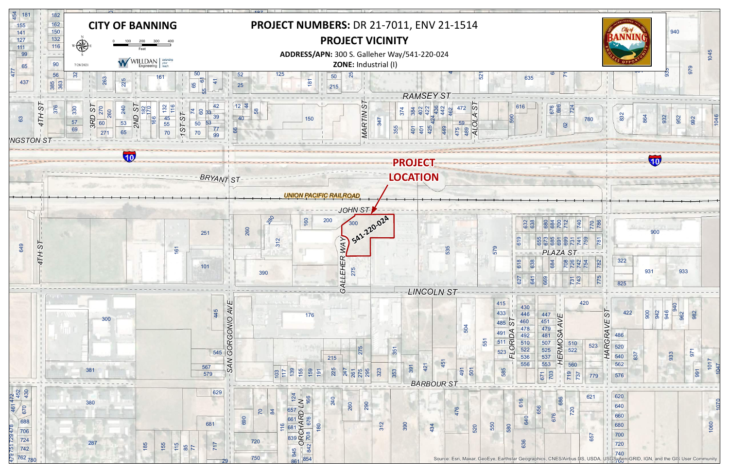# CITY OF BANNING

0 100 200 300 400
Feet

WILLDAN Engineering

7/28/2021

**PROJECT NUMBERS:** DR 21-7011, ENV 21-1514

**PROJECT VICINITY**

**ADDRESS/APN:** 300 S. Galleher Way/541-220-024

**ZONE:** Industrial (I)

PROJECT LOCATION

541-220-024

RAMSEY ST

BRYANT ST

UNION PACIFIC RAILROAD

JOHN ST

PLAZA ST

LINCOLN ST

BARBOUR ST

GALLEHER WAY

SAN GORGONIO AVE

MARTIN ST

ALOLA ST

FLORIDA ST

HERMOSA AVE

HARGRAVE ST

ORCHARD LN

4TH ST

3RD ST

2ND ST

1ST ST

KINGSTON ST

Source: Esri, Maxar, GeoEye, Earthstar Geographics, CNES/Airbus DS, USDA, USGS, AeroGRID, IGN, and the GIS User Community